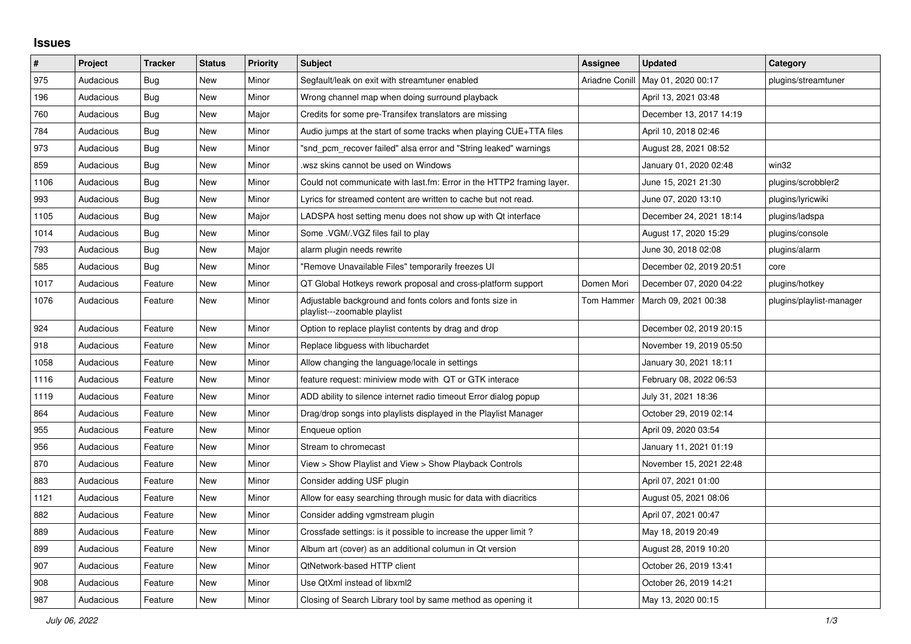## Issues

| # | Project | Tracker | Status | Priority | Subject | Assignee | Updated | Category |
|---|---|---|---|---|---|---|---|---|
| 975 | Audacious | Bug | New | Minor | Segfault/leak on exit with streamtuner enabled | Ariadne Conill | May 01, 2020 00:17 | plugins/streamtuner |
| 196 | Audacious | Bug | New | Minor | Wrong channel map when doing surround playback | | April 13, 2021 03:48 | |
| 760 | Audacious | Bug | New | Major | Credits for some pre-Transifex translators are missing | | December 13, 2017 14:19 | |
| 784 | Audacious | Bug | New | Minor | Audio jumps at the start of some tracks when playing CUE+TTA files | | April 10, 2018 02:46 | |
| 973 | Audacious | Bug | New | Minor | "snd_pcm_recover failed" alsa error and "String leaked" warnings | | August 28, 2021 08:52 | |
| 859 | Audacious | Bug | New | Minor | .wsz skins cannot be used on Windows | | January 01, 2020 02:48 | win32 |
| 1106 | Audacious | Bug | New | Minor | Could not communicate with last.fm: Error in the HTTP2 framing layer. | | June 15, 2021 21:30 | plugins/scrobbler2 |
| 993 | Audacious | Bug | New | Minor | Lyrics for streamed content are written to cache but not read. | | June 07, 2020 13:10 | plugins/lyricwiki |
| 1105 | Audacious | Bug | New | Major | LADSPA host setting menu does not show up with Qt interface | | December 24, 2021 18:14 | plugins/ladspa |
| 1014 | Audacious | Bug | New | Minor | Some .VGM/.VGZ files fail to play | | August 17, 2020 15:29 | plugins/console |
| 793 | Audacious | Bug | New | Major | alarm plugin needs rewrite | | June 30, 2018 02:08 | plugins/alarm |
| 585 | Audacious | Bug | New | Minor | "Remove Unavailable Files" temporarily freezes UI | | December 02, 2019 20:51 | core |
| 1017 | Audacious | Feature | New | Minor | QT Global Hotkeys rework proposal and cross-platform support | Domen Mori | December 07, 2020 04:22 | plugins/hotkey |
| 1076 | Audacious | Feature | New | Minor | Adjustable background and fonts colors and fonts size in playlist---zoomable playlist | Tom Hammer | March 09, 2021 00:38 | plugins/playlist-manager |
| 924 | Audacious | Feature | New | Minor | Option to replace playlist contents by drag and drop | | December 02, 2019 20:15 | |
| 918 | Audacious | Feature | New | Minor | Replace libguess with libuchardet | | November 19, 2019 05:50 | |
| 1058 | Audacious | Feature | New | Minor | Allow changing the language/locale in settings | | January 30, 2021 18:11 | |
| 1116 | Audacious | Feature | New | Minor | feature request: miniview mode with QT or GTK interace | | February 08, 2022 06:53 | |
| 1119 | Audacious | Feature | New | Minor | ADD ability to silence internet radio timeout Error dialog popup | | July 31, 2021 18:36 | |
| 864 | Audacious | Feature | New | Minor | Drag/drop songs into playlists displayed in the Playlist Manager | | October 29, 2019 02:14 | |
| 955 | Audacious | Feature | New | Minor | Enqueue option | | April 09, 2020 03:54 | |
| 956 | Audacious | Feature | New | Minor | Stream to chromecast | | January 11, 2021 01:19 | |
| 870 | Audacious | Feature | New | Minor | View > Show Playlist and View > Show Playback Controls | | November 15, 2021 22:48 | |
| 883 | Audacious | Feature | New | Minor | Consider adding USF plugin | | April 07, 2021 01:00 | |
| 1121 | Audacious | Feature | New | Minor | Allow for easy searching through music for data with diacritics | | August 05, 2021 08:06 | |
| 882 | Audacious | Feature | New | Minor | Consider adding vgmstream plugin | | April 07, 2021 00:47 | |
| 889 | Audacious | Feature | New | Minor | Crossfade settings: is it possible to increase the upper limit ? | | May 18, 2019 20:49 | |
| 899 | Audacious | Feature | New | Minor | Album art (cover) as an additional columun in Qt version | | August 28, 2019 10:20 | |
| 907 | Audacious | Feature | New | Minor | QtNetwork-based HTTP client | | October 26, 2019 13:41 | |
| 908 | Audacious | Feature | New | Minor | Use QtXml instead of libxml2 | | October 26, 2019 14:21 | |
| 987 | Audacious | Feature | New | Minor | Closing of Search Library tool by same method as opening it | | May 13, 2020 00:15 | |

*July 06, 2022*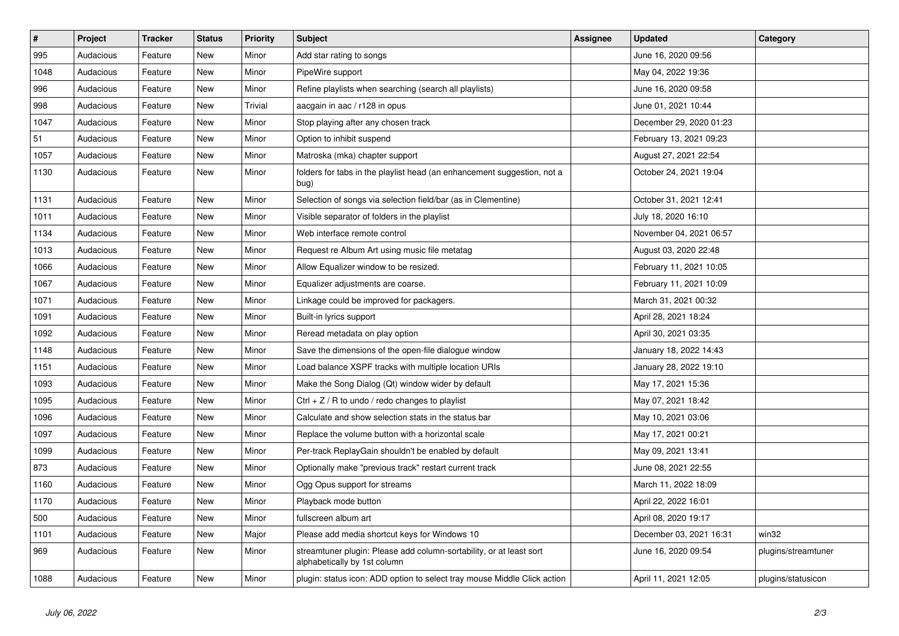| # | Project | Tracker | Status | Priority | Subject | Assignee | Updated | Category |
|---|---|---|---|---|---|---|---|---|
| 995 | Audacious | Feature | New | Minor | Add star rating to songs | | June 16, 2020 09:56 | |
| 1048 | Audacious | Feature | New | Minor | PipeWire support | | May 04, 2022 19:36 | |
| 996 | Audacious | Feature | New | Minor | Refine playlists when searching (search all playlists) | | June 16, 2020 09:58 | |
| 998 | Audacious | Feature | New | Trivial | aacgain in aac / r128 in opus | | June 01, 2021 10:44 | |
| 1047 | Audacious | Feature | New | Minor | Stop playing after any chosen track | | December 29, 2020 01:23 | |
| 51 | Audacious | Feature | New | Minor | Option to inhibit suspend | | February 13, 2021 09:23 | |
| 1057 | Audacious | Feature | New | Minor | Matroska (mka) chapter support | | August 27, 2021 22:54 | |
| 1130 | Audacious | Feature | New | Minor | folders for tabs in the playlist head (an enhancement suggestion, not a bug) | | October 24, 2021 19:04 | |
| 1131 | Audacious | Feature | New | Minor | Selection of songs via selection field/bar (as in Clementine) | | October 31, 2021 12:41 | |
| 1011 | Audacious | Feature | New | Minor | Visible separator of folders in the playlist | | July 18, 2020 16:10 | |
| 1134 | Audacious | Feature | New | Minor | Web interface remote control | | November 04, 2021 06:57 | |
| 1013 | Audacious | Feature | New | Minor | Request re Album Art using music file metatag | | August 03, 2020 22:48 | |
| 1066 | Audacious | Feature | New | Minor | Allow Equalizer window to be resized. | | February 11, 2021 10:05 | |
| 1067 | Audacious | Feature | New | Minor | Equalizer adjustments are coarse. | | February 11, 2021 10:09 | |
| 1071 | Audacious | Feature | New | Minor | Linkage could be improved for packagers. | | March 31, 2021 00:32 | |
| 1091 | Audacious | Feature | New | Minor | Built-in lyrics support | | April 28, 2021 18:24 | |
| 1092 | Audacious | Feature | New | Minor | Reread metadata on play option | | April 30, 2021 03:35 | |
| 1148 | Audacious | Feature | New | Minor | Save the dimensions of the open-file dialogue window | | January 18, 2022 14:43 | |
| 1151 | Audacious | Feature | New | Minor | Load balance XSPF tracks with multiple location URIs | | January 28, 2022 19:10 | |
| 1093 | Audacious | Feature | New | Minor | Make the Song Dialog (Qt) window wider by default | | May 17, 2021 15:36 | |
| 1095 | Audacious | Feature | New | Minor | Ctrl + Z / R to undo / redo changes to playlist | | May 07, 2021 18:42 | |
| 1096 | Audacious | Feature | New | Minor | Calculate and show selection stats in the status bar | | May 10, 2021 03:06 | |
| 1097 | Audacious | Feature | New | Minor | Replace the volume button with a horizontal scale | | May 17, 2021 00:21 | |
| 1099 | Audacious | Feature | New | Minor | Per-track ReplayGain shouldn't be enabled by default | | May 09, 2021 13:41 | |
| 873 | Audacious | Feature | New | Minor | Optionally make "previous track" restart current track | | June 08, 2021 22:55 | |
| 1160 | Audacious | Feature | New | Minor | Ogg Opus support for streams | | March 11, 2022 18:09 | |
| 1170 | Audacious | Feature | New | Minor | Playback mode button | | April 22, 2022 16:01 | |
| 500 | Audacious | Feature | New | Minor | fullscreen album art | | April 08, 2020 19:17 | |
| 1101 | Audacious | Feature | New | Major | Please add media shortcut keys for Windows 10 | | December 03, 2021 16:31 | win32 |
| 969 | Audacious | Feature | New | Minor | streamtuner plugin: Please add column-sortability, or at least sort alphabetically by 1st column | | June 16, 2020 09:54 | plugins/streamtuner |
| 1088 | Audacious | Feature | New | Minor | plugin: status icon: ADD option to select tray mouse Middle Click action | | April 11, 2021 12:05 | plugins/statusicon |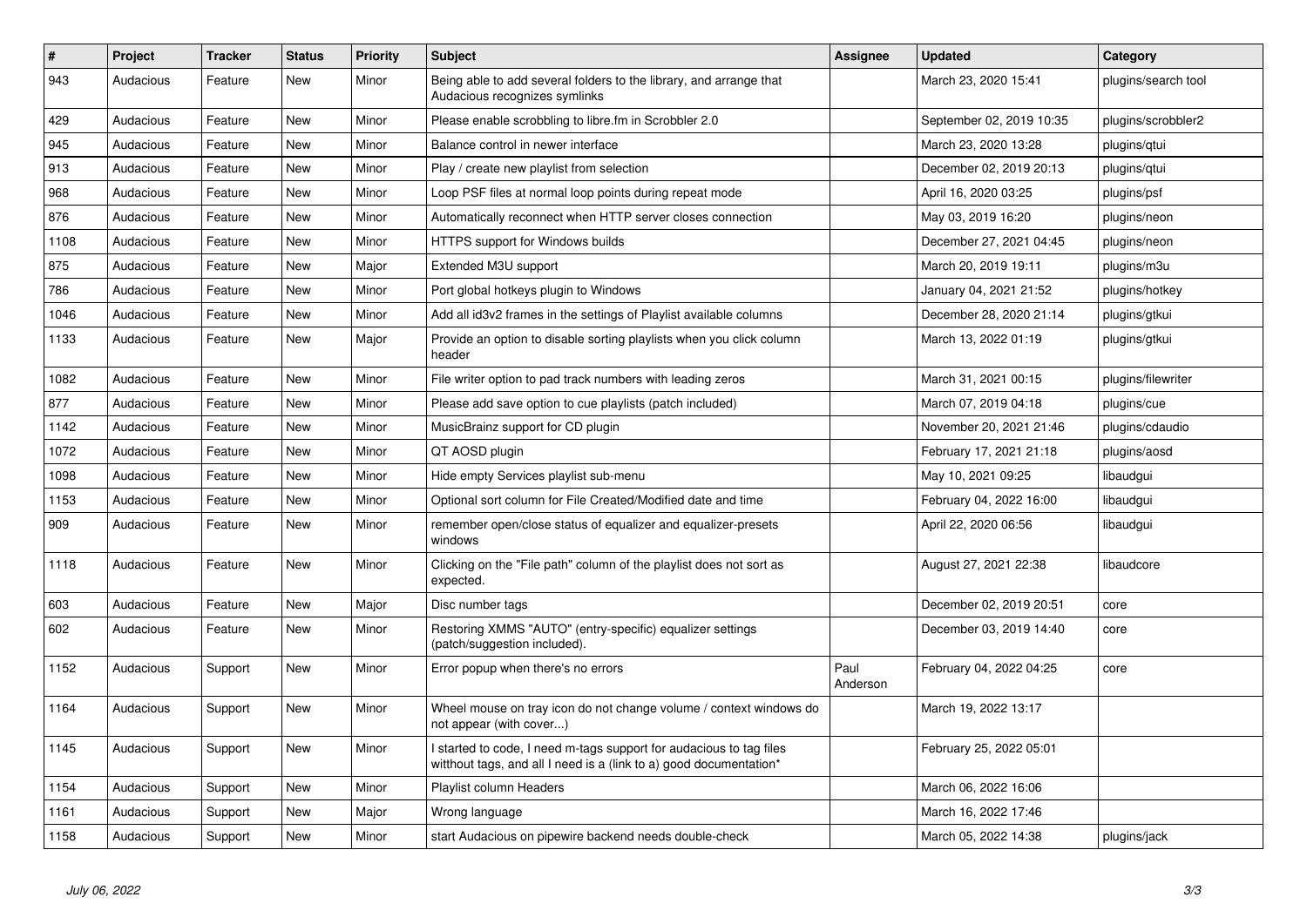| # | Project | Tracker | Status | Priority | Subject | Assignee | Updated | Category |
|---|---|---|---|---|---|---|---|---|
| 943 | Audacious | Feature | New | Minor | Being able to add several folders to the library, and arrange that Audacious recognizes symlinks | | March 23, 2020 15:41 | plugins/search tool |
| 429 | Audacious | Feature | New | Minor | Please enable scrobbling to libre.fm in Scrobbler 2.0 | | September 02, 2019 10:35 | plugins/scrobbler2 |
| 945 | Audacious | Feature | New | Minor | Balance control in newer interface | | March 23, 2020 13:28 | plugins/qtui |
| 913 | Audacious | Feature | New | Minor | Play / create new playlist from selection | | December 02, 2019 20:13 | plugins/qtui |
| 968 | Audacious | Feature | New | Minor | Loop PSF files at normal loop points during repeat mode | | April 16, 2020 03:25 | plugins/psf |
| 876 | Audacious | Feature | New | Minor | Automatically reconnect when HTTP server closes connection | | May 03, 2019 16:20 | plugins/neon |
| 1108 | Audacious | Feature | New | Minor | HTTPS support for Windows builds | | December 27, 2021 04:45 | plugins/neon |
| 875 | Audacious | Feature | New | Major | Extended M3U support | | March 20, 2019 19:11 | plugins/m3u |
| 786 | Audacious | Feature | New | Minor | Port global hotkeys plugin to Windows | | January 04, 2021 21:52 | plugins/hotkey |
| 1046 | Audacious | Feature | New | Minor | Add all id3v2 frames in the settings of Playlist available columns | | December 28, 2020 21:14 | plugins/gtkui |
| 1133 | Audacious | Feature | New | Major | Provide an option to disable sorting playlists when you click column header | | March 13, 2022 01:19 | plugins/gtkui |
| 1082 | Audacious | Feature | New | Minor | File writer option to pad track numbers with leading zeros | | March 31, 2021 00:15 | plugins/filewriter |
| 877 | Audacious | Feature | New | Minor | Please add save option to cue playlists (patch included) | | March 07, 2019 04:18 | plugins/cue |
| 1142 | Audacious | Feature | New | Minor | MusicBrainz support for CD plugin | | November 20, 2021 21:46 | plugins/cdaudio |
| 1072 | Audacious | Feature | New | Minor | QT AOSD plugin | | February 17, 2021 21:18 | plugins/aosd |
| 1098 | Audacious | Feature | New | Minor | Hide empty Services playlist sub-menu | | May 10, 2021 09:25 | libaudgui |
| 1153 | Audacious | Feature | New | Minor | Optional sort column for File Created/Modified date and time | | February 04, 2022 16:00 | libaudgui |
| 909 | Audacious | Feature | New | Minor | remember open/close status of equalizer and equalizer-presets windows | | April 22, 2020 06:56 | libaudgui |
| 1118 | Audacious | Feature | New | Minor | Clicking on the "File path" column of the playlist does not sort as expected. | | August 27, 2021 22:38 | libaudcore |
| 603 | Audacious | Feature | New | Major | Disc number tags | | December 02, 2019 20:51 | core |
| 602 | Audacious | Feature | New | Minor | Restoring XMMS "AUTO" (entry-specific) equalizer settings (patch/suggestion included). | | December 03, 2019 14:40 | core |
| 1152 | Audacious | Support | New | Minor | Error popup when there's no errors | Paul Anderson | February 04, 2022 04:25 | core |
| 1164 | Audacious | Support | New | Minor | Wheel mouse on tray icon do not change volume / context windows do not appear (with cover...) | | March 19, 2022 13:17 | |
| 1145 | Audacious | Support | New | Minor | I started to code, I need m-tags support for audacious to tag files witthout tags, and all I need is a (link to a) good documentation* | | February 25, 2022 05:01 | |
| 1154 | Audacious | Support | New | Minor | Playlist column Headers | | March 06, 2022 16:06 | |
| 1161 | Audacious | Support | New | Major | Wrong language | | March 16, 2022 17:46 | |
| 1158 | Audacious | Support | New | Minor | start Audacious on pipewire backend needs double-check | | March 05, 2022 14:38 | plugins/jack |

*July 06, 2022*